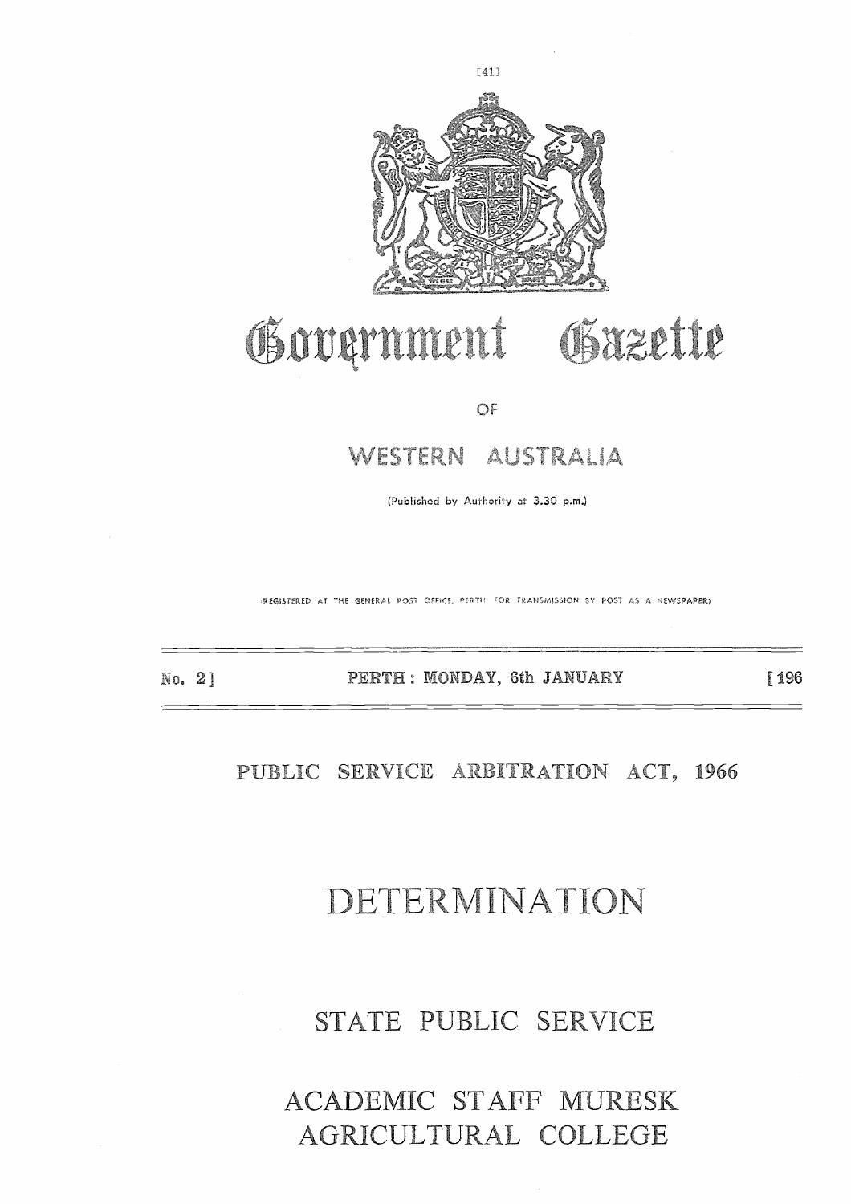# Government Gazette

OF

# WESTERN AUSTRALIA

(Published by Authority at 3.30 p.m.)

(REGISTERED AT THE GENERAL POST OFFICE, PERTH, FOR TRANSMISSION BY POST AS A NEWSPAPER)

No. 2] PERTH: MONDAY, 6th JANUARY [196

## PUBLIC SERVICE ARBITRATION ACT, 1966

# DETERMINATION

## STATE PUBLIC SERVICE

## ACADEMIC STAFF MURESK AGRICULTURAL COLLEGE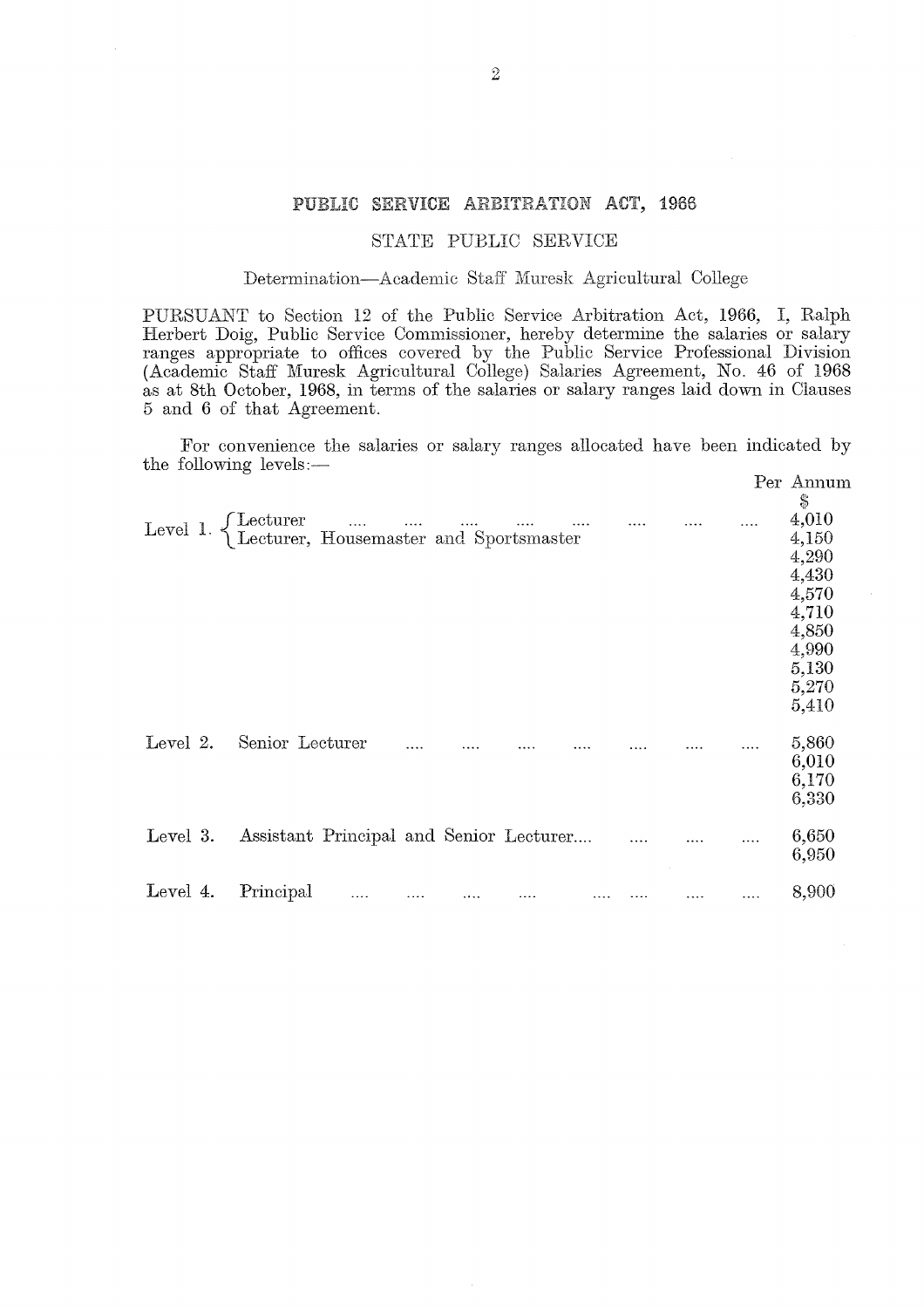## PUBLIC SERVICE ARBITRATION ACT, 1966

### STATE PUBLIC SERVICE

Determination—Academic Staff Muresk Agricultural College

PURSUANT to Section 12 of the Public Service Arbitration Act, 1966, I, Ralph Herbert Doig, Public Service Commissioner, hereby determine the salaries or salary ranges appropriate to offices covered by the Public Service Professional Division (Academic Staff Muresk Agricultural College) Salaries Agreement, No. 46 of 1968 as at 8th October, 1968, in terms of the salaries or salary ranges laid down in Clauses 5 and 6 of that Agreement.

For convenience the salaries or salary ranges allocated have been indicated by the following levels:—

| Level | Office | Per Annum $ |
|---|---|---|
| Level 1. | Lecturer / Lecturer, Housemaster and Sportsmaster | 4,010 |
| | | 4,150 |
| | | 4,290 |
| | | 4,430 |
| | | 4,570 |
| | | 4,710 |
| | | 4,850 |
| | | 4,990 |
| | | 5,130 |
| | | 5,270 |
| | | 5,410 |
| Level 2. | Senior Lecturer | 5,860 |
| | | 6,010 |
| | | 6,170 |
| | | 6,330 |
| Level 3. | Assistant Principal and Senior Lecturer | 6,650 |
| | | 6,950 |
| Level 4. | Principal | 8,900 |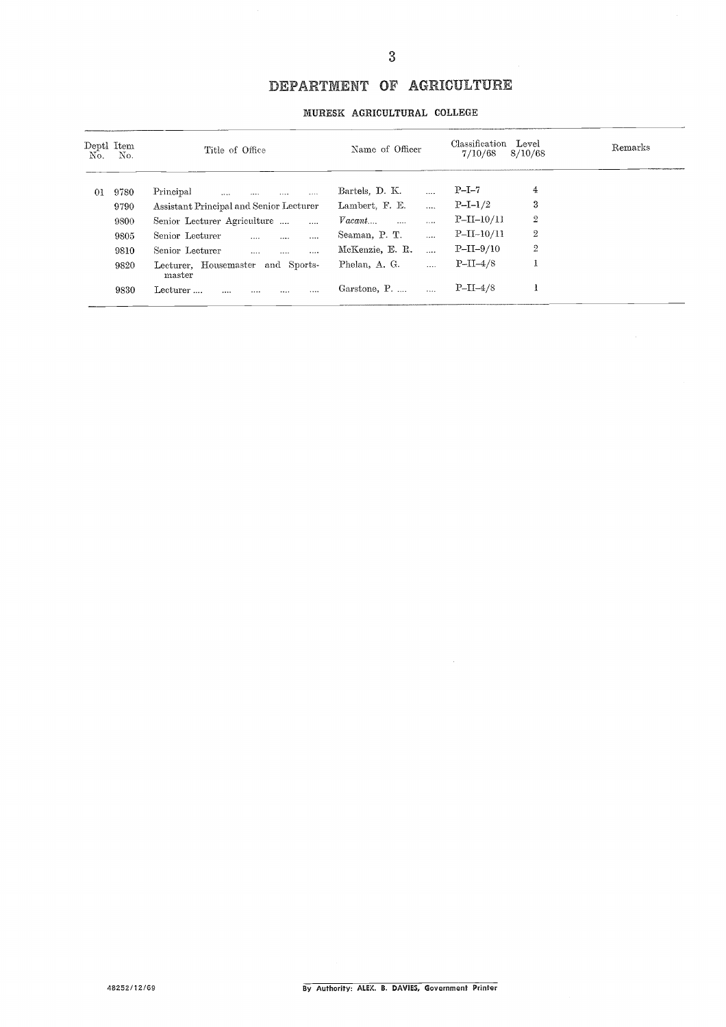# DEPARTMENT OF AGRICULTURE

## MURESK AGRICULTURAL COLLEGE

| Deptl No. | Item No. | Title of Office | Name of Officer | Classification 7/10/68 | Level 8/10/68 | Remarks |
|---|---|---|---|---|---|---|
| 01 | 9780 | Principal | Bartels, D. K. | P–I–7 | 4 | |
| | 9790 | Assistant Principal and Senior Lecturer | Lambert, F. E. | P–I–1/2 | 3 | |
| | 9800 | Senior Lecturer Agriculture | *Vacant* | P–II–10/11 | 2 | |
| | 9805 | Senior Lecturer | Seaman, P. T. | P–II–10/11 | 2 | |
| | 9810 | Senior Lecturer | McKenzie, E. R. | P–II–9/10 | 2 | |
| | 9820 | Lecturer, Housemaster and Sportsmaster | Phelan, A. G. | P–II–4/8 | 1 | |
| | 9830 | Lecturer | Garstone, P. | P–II–4/8 | 1 | |

48252/12/69

By Authority: ALEX. B. DAVIES, Government Printer